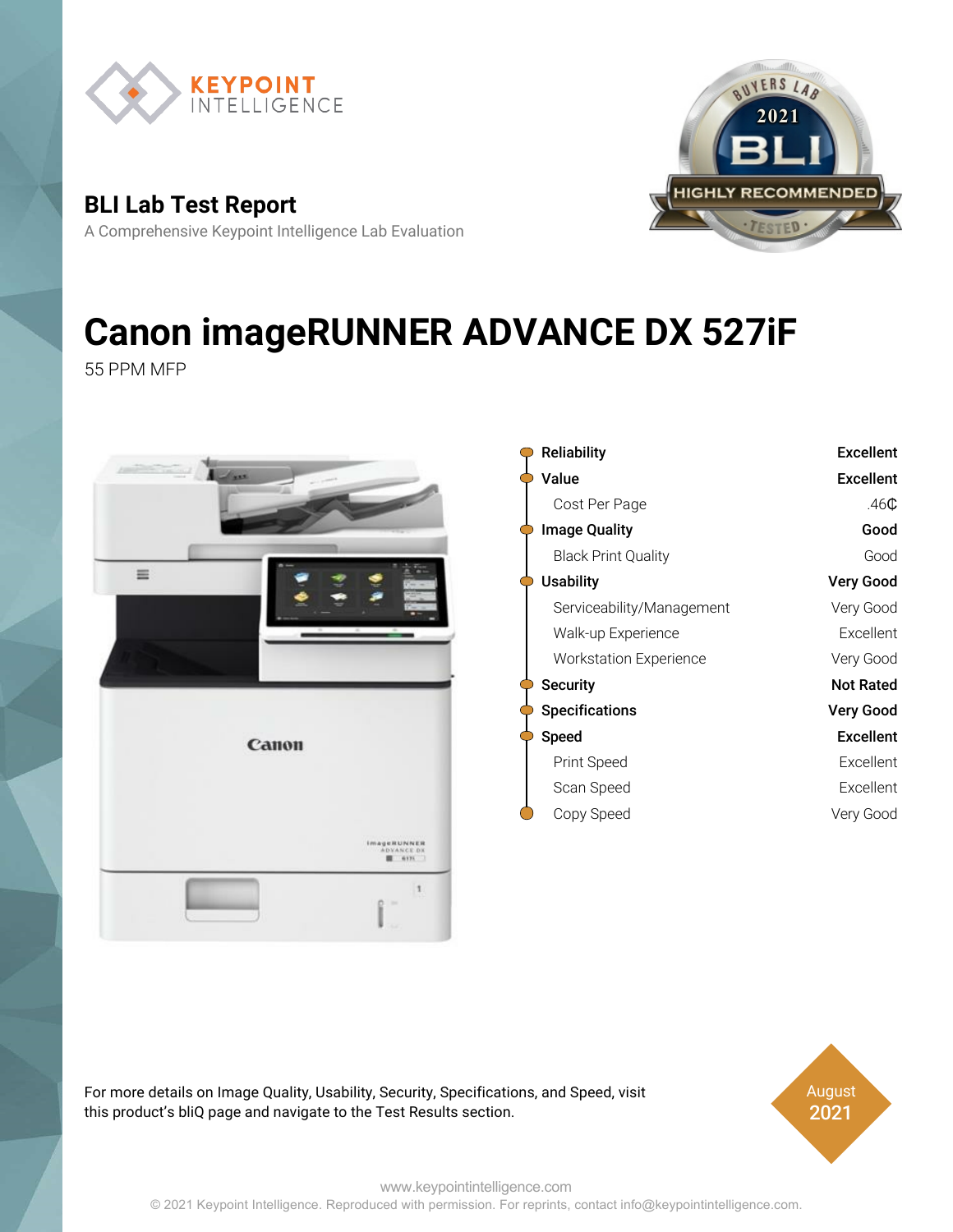KEYPOINT INTELLIGENCE

## BLI Lab Test Report

A Comprehensive Keypoint Intelligence Lab Evaluation

BUYERS LAB 2021 BLI HIGHLY RECOMMENDED TESTED

# Canon imageRUNNER ADVANCE DX 527iF

55 PPM MFP

| Category | Rating |
|---|---|
| **Reliability** | **Excellent** |
| **Value** | **Excellent** |
| Cost Per Page | .46₵ |
| **Image Quality** | **Good** |
| Black Print Quality | Good |
| **Usability** | **Very Good** |
| Serviceability/Management | Very Good |
| Walk-up Experience | Excellent |
| Workstation Experience | Very Good |
| **Security** | **Not Rated** |
| **Specifications** | **Very Good** |
| **Speed** | **Excellent** |
| Print Speed | Excellent |
| Scan Speed | Excellent |
| Copy Speed | Very Good |

For more details on Image Quality, Usability, Security, Specifications, and Speed, visit this product's bliQ page and navigate to the Test Results section.

August 2021

www.keypointintelligence.com

© 2021 Keypoint Intelligence. Reproduced with permission. For reprints, contact info@keypointintelligence.com.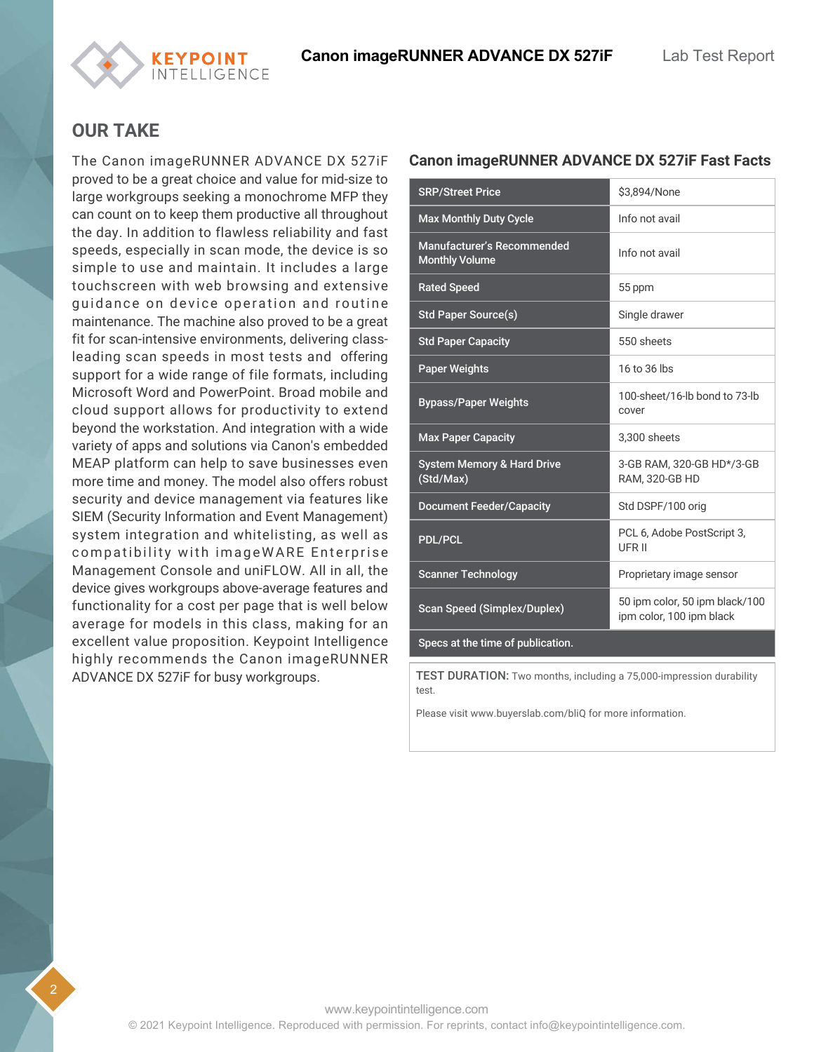## OUR TAKE

The Canon imageRUNNER ADVANCE DX 527iF proved to be a great choice and value for mid-size to large workgroups seeking a monochrome MFP they can count on to keep them productive all throughout the day. In addition to flawless reliability and fast speeds, especially in scan mode, the device is so simple to use and maintain. It includes a large touchscreen with web browsing and extensive guidance on device operation and routine maintenance. The machine also proved to be a great fit for scan-intensive environments, delivering class-leading scan speeds in most tests and offering support for a wide range of file formats, including Microsoft Word and PowerPoint. Broad mobile and cloud support allows for productivity to extend beyond the workstation. And integration with a wide variety of apps and solutions via Canon's embedded MEAP platform can help to save businesses even more time and money. The model also offers robust security and device management via features like SIEM (Security Information and Event Management) system integration and whitelisting, as well as compatibility with imageWARE Enterprise Management Console and uniFLOW. All in all, the device gives workgroups above-average features and functionality for a cost per page that is well below average for models in this class, making for an excellent value proposition. Keypoint Intelligence highly recommends the Canon imageRUNNER ADVANCE DX 527iF for busy workgroups.

### Canon imageRUNNER ADVANCE DX 527iF Fast Facts

| | |
|---|---|
| SRP/Street Price | $3,894/None |
| Max Monthly Duty Cycle | Info not avail |
| Manufacturer's Recommended Monthly Volume | Info not avail |
| Rated Speed | 55 ppm |
| Std Paper Source(s) | Single drawer |
| Std Paper Capacity | 550 sheets |
| Paper Weights | 16 to 36 lbs |
| Bypass/Paper Weights | 100-sheet/16-lb bond to 73-lb cover |
| Max Paper Capacity | 3,300 sheets |
| System Memory & Hard Drive (Std/Max) | 3-GB RAM, 320-GB HD*/3-GB RAM, 320-GB HD |
| Document Feeder/Capacity | Std DSPF/100 orig |
| PDL/PCL | PCL 6, Adobe PostScript 3, UFR II |
| Scanner Technology | Proprietary image sensor |
| Scan Speed (Simplex/Duplex) | 50 ipm color, 50 ipm black/100 ipm color, 100 ipm black |
| Specs at the time of publication. | |

**TEST DURATION:** Two months, including a 75,000-impression durability test.

Please visit www.buyerslab.com/bliQ for more information.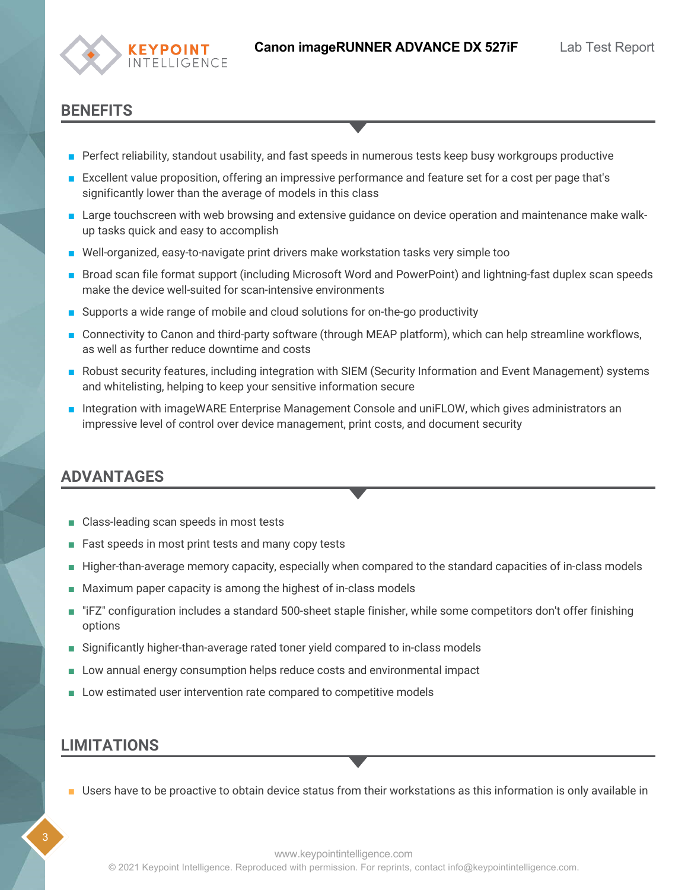## BENEFITS

- Perfect reliability, standout usability, and fast speeds in numerous tests keep busy workgroups productive
- Excellent value proposition, offering an impressive performance and feature set for a cost per page that's significantly lower than the average of models in this class
- Large touchscreen with web browsing and extensive guidance on device operation and maintenance make walk-up tasks quick and easy to accomplish
- Well-organized, easy-to-navigate print drivers make workstation tasks very simple too
- Broad scan file format support (including Microsoft Word and PowerPoint) and lightning-fast duplex scan speeds make the device well-suited for scan-intensive environments
- Supports a wide range of mobile and cloud solutions for on-the-go productivity
- Connectivity to Canon and third-party software (through MEAP platform), which can help streamline workflows, as well as further reduce downtime and costs
- Robust security features, including integration with SIEM (Security Information and Event Management) systems and whitelisting, helping to keep your sensitive information secure
- Integration with imageWARE Enterprise Management Console and uniFLOW, which gives administrators an impressive level of control over device management, print costs, and document security

## ADVANTAGES

- Class-leading scan speeds in most tests
- Fast speeds in most print tests and many copy tests
- Higher-than-average memory capacity, especially when compared to the standard capacities of in-class models
- Maximum paper capacity is among the highest of in-class models
- "iFZ" configuration includes a standard 500-sheet staple finisher, while some competitors don't offer finishing options
- Significantly higher-than-average rated toner yield compared to in-class models
- Low annual energy consumption helps reduce costs and environmental impact
- Low estimated user intervention rate compared to competitive models

## LIMITATIONS

- Users have to be proactive to obtain device status from their workstations as this information is only available in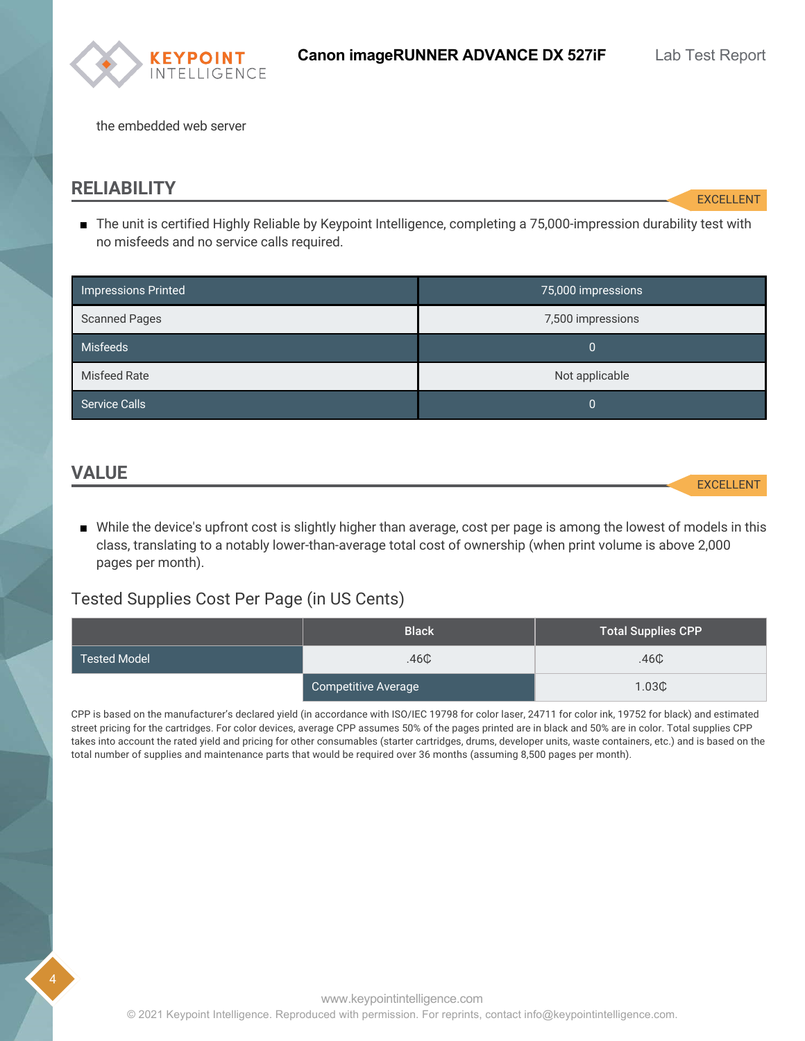the embedded web server

## RELIABILITY

EXCELLENT

- The unit is certified Highly Reliable by Keypoint Intelligence, completing a 75,000-impression durability test with no misfeeds and no service calls required.

| | |
|---|---|
| Impressions Printed | 75,000 impressions |
| Scanned Pages | 7,500 impressions |
| Misfeeds | 0 |
| Misfeed Rate | Not applicable |
| Service Calls | 0 |

## VALUE

EXCELLENT

- While the device's upfront cost is slightly higher than average, cost per page is among the lowest of models in this class, translating to a notably lower-than-average total cost of ownership (when print volume is above 2,000 pages per month).

### Tested Supplies Cost Per Page (in US Cents)

| | Black | Total Supplies CPP |
|---|---|---|
| Tested Model | .46₵ | .46₵ |
| | Competitive Average | 1.03₵ |

CPP is based on the manufacturer's declared yield (in accordance with ISO/IEC 19798 for color laser, 24711 for color ink, 19752 for black) and estimated street pricing for the cartridges. For color devices, average CPP assumes 50% of the pages printed are in black and 50% are in color. Total supplies CPP takes into account the rated yield and pricing for other consumables (starter cartridges, drums, developer units, waste containers, etc.) and is based on the total number of supplies and maintenance parts that would be required over 36 months (assuming 8,500 pages per month).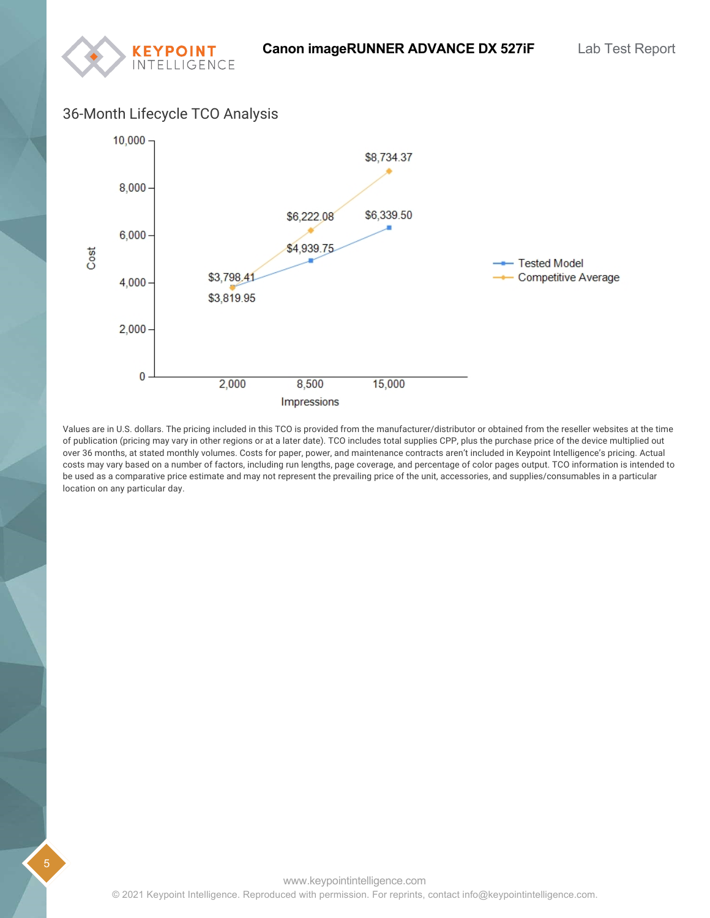## 36-Month Lifecycle TCO Analysis

| Impressions | Tested Model | Competitive Average |
|---|---|---|
| 2,000 | $3,798.41 | $3,819.95 |
| 8,500 | $4,939.75 | $6,222.08 |
| 15,000 | $6,339.50 | $8,734.37 |

Values are in U.S. dollars. The pricing included in this TCO is provided from the manufacturer/distributor or obtained from the reseller websites at the time of publication (pricing may vary in other regions or at a later date). TCO includes total supplies CPP, plus the purchase price of the device multiplied out over 36 months, at stated monthly volumes. Costs for paper, power, and maintenance contracts aren't included in Keypoint Intelligence's pricing. Actual costs may vary based on a number of factors, including run lengths, page coverage, and percentage of color pages output. TCO information is intended to be used as a comparative price estimate and may not represent the prevailing price of the unit, accessories, and supplies/consumables in a particular location on any particular day.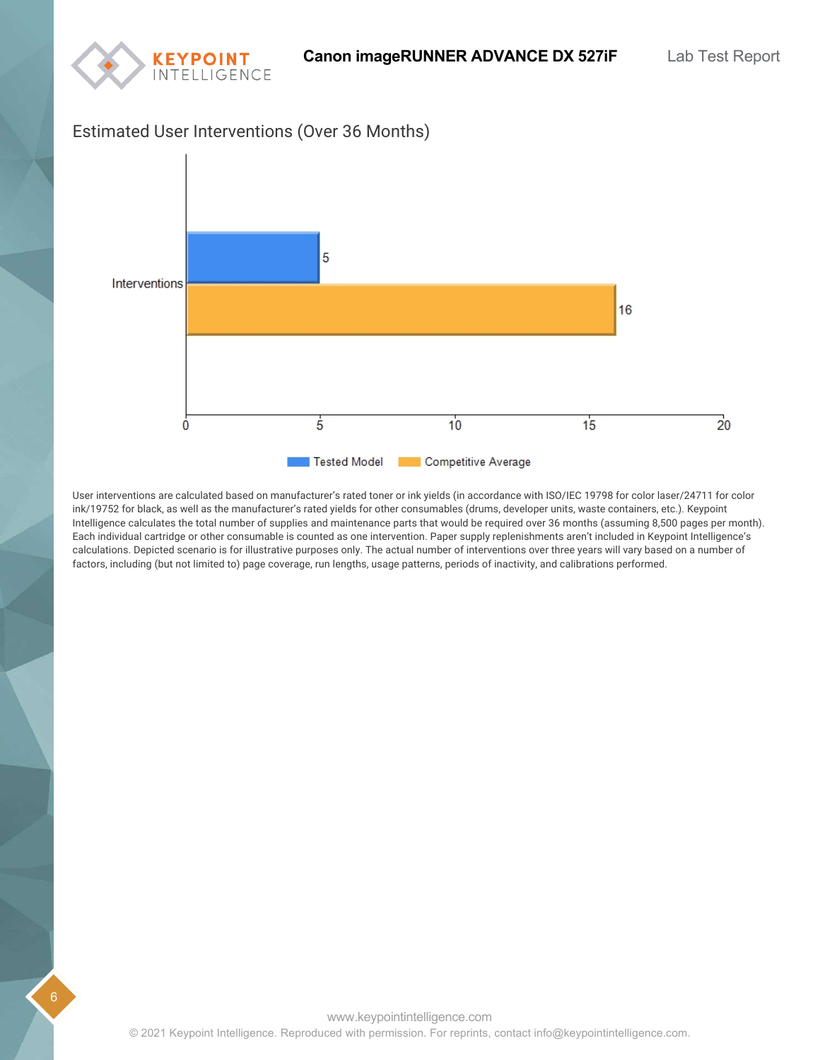## Estimated User Interventions (Over 36 Months)

| | Tested Model | Competitive Average |
|---|---|---|
| Interventions | 5 | 16 |

User interventions are calculated based on manufacturer's rated toner or ink yields (in accordance with ISO/IEC 19798 for color laser/24711 for color ink/19752 for black, as well as the manufacturer's rated yields for other consumables (drums, developer units, waste containers, etc.). Keypoint Intelligence calculates the total number of supplies and maintenance parts that would be required over 36 months (assuming 8,500 pages per month). Each individual cartridge or other consumable is counted as one intervention. Paper supply replenishments aren't included in Keypoint Intelligence's calculations. Depicted scenario is for illustrative purposes only. The actual number of interventions over three years will vary based on a number of factors, including (but not limited to) page coverage, run lengths, usage patterns, periods of inactivity, and calibrations performed.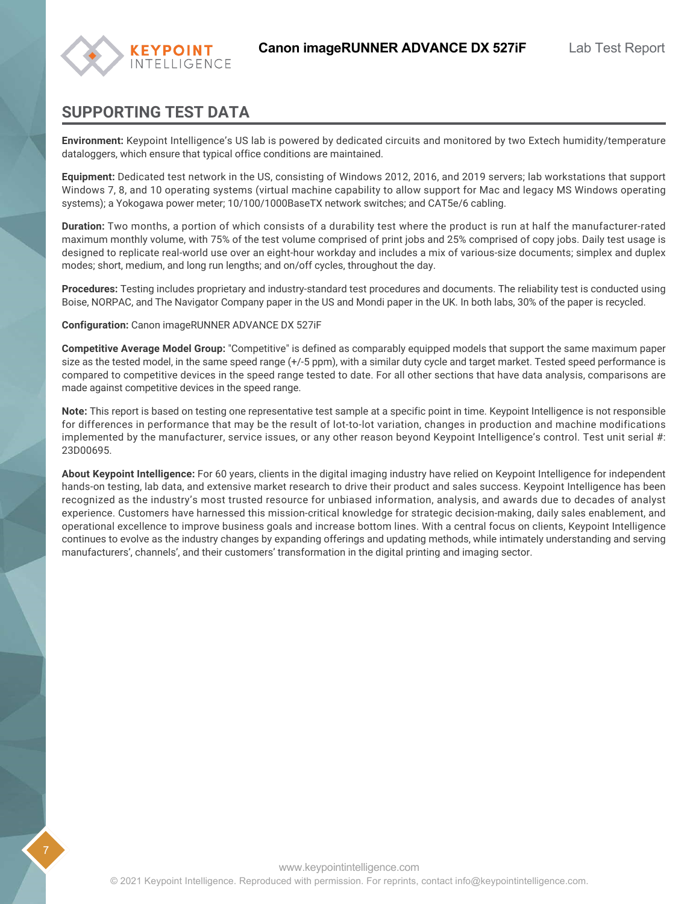## SUPPORTING TEST DATA

**Environment:** Keypoint Intelligence's US lab is powered by dedicated circuits and monitored by two Extech humidity/temperature dataloggers, which ensure that typical office conditions are maintained.

**Equipment:** Dedicated test network in the US, consisting of Windows 2012, 2016, and 2019 servers; lab workstations that support Windows 7, 8, and 10 operating systems (virtual machine capability to allow support for Mac and legacy MS Windows operating systems); a Yokogawa power meter; 10/100/1000BaseTX network switches; and CAT5e/6 cabling.

**Duration:** Two months, a portion of which consists of a durability test where the product is run at half the manufacturer-rated maximum monthly volume, with 75% of the test volume comprised of print jobs and 25% comprised of copy jobs. Daily test usage is designed to replicate real-world use over an eight-hour workday and includes a mix of various-size documents; simplex and duplex modes; short, medium, and long run lengths; and on/off cycles, throughout the day.

**Procedures:** Testing includes proprietary and industry-standard test procedures and documents. The reliability test is conducted using Boise, NORPAC, and The Navigator Company paper in the US and Mondi paper in the UK. In both labs, 30% of the paper is recycled.

**Configuration:** Canon imageRUNNER ADVANCE DX 527iF

**Competitive Average Model Group:** "Competitive" is defined as comparably equipped models that support the same maximum paper size as the tested model, in the same speed range (+/-5 ppm), with a similar duty cycle and target market. Tested speed performance is compared to competitive devices in the speed range tested to date. For all other sections that have data analysis, comparisons are made against competitive devices in the speed range.

**Note:** This report is based on testing one representative test sample at a specific point in time. Keypoint Intelligence is not responsible for differences in performance that may be the result of lot-to-lot variation, changes in production and machine modifications implemented by the manufacturer, service issues, or any other reason beyond Keypoint Intelligence's control. Test unit serial #: 23D00695.

**About Keypoint Intelligence:** For 60 years, clients in the digital imaging industry have relied on Keypoint Intelligence for independent hands-on testing, lab data, and extensive market research to drive their product and sales success. Keypoint Intelligence has been recognized as the industry's most trusted resource for unbiased information, analysis, and awards due to decades of analyst experience. Customers have harnessed this mission-critical knowledge for strategic decision-making, daily sales enablement, and operational excellence to improve business goals and increase bottom lines. With a central focus on clients, Keypoint Intelligence continues to evolve as the industry changes by expanding offerings and updating methods, while intimately understanding and serving manufacturers', channels', and their customers' transformation in the digital printing and imaging sector.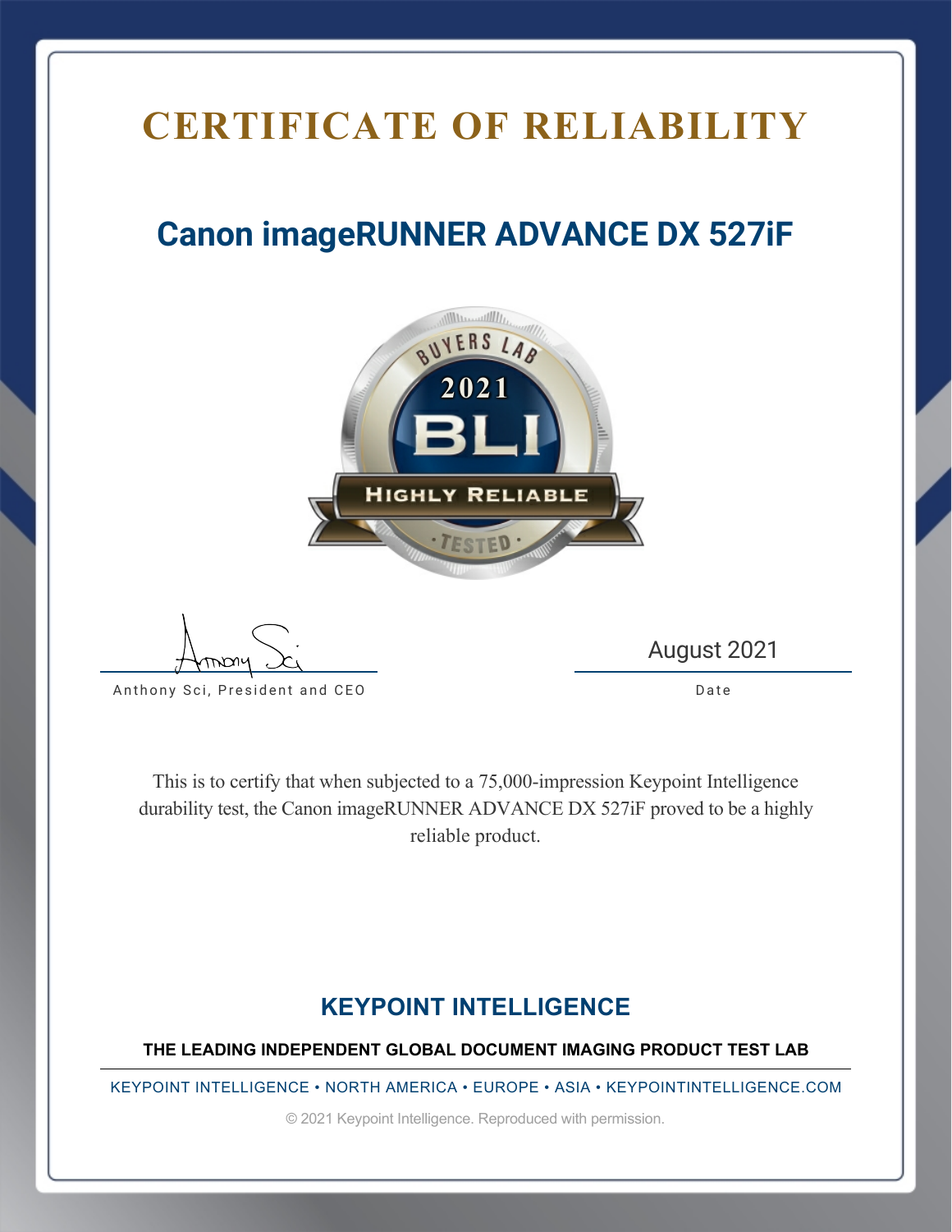# CERTIFICATE OF RELIABILITY

## Canon imageRUNNER ADVANCE DX 527iF

BUYERS LAB
2021
BLI
HIGHLY RELIABLE
· TESTED ·

Anthony Sci, President and CEO

August 2021

Date

This is to certify that when subjected to a 75,000-impression Keypoint Intelligence durability test, the Canon imageRUNNER ADVANCE DX 527iF proved to be a highly reliable product.

## KEYPOINT INTELLIGENCE

**THE LEADING INDEPENDENT GLOBAL DOCUMENT IMAGING PRODUCT TEST LAB**

KEYPOINT INTELLIGENCE • NORTH AMERICA • EUROPE • ASIA • KEYPOINTINTELLIGENCE.COM

© 2021 Keypoint Intelligence. Reproduced with permission.